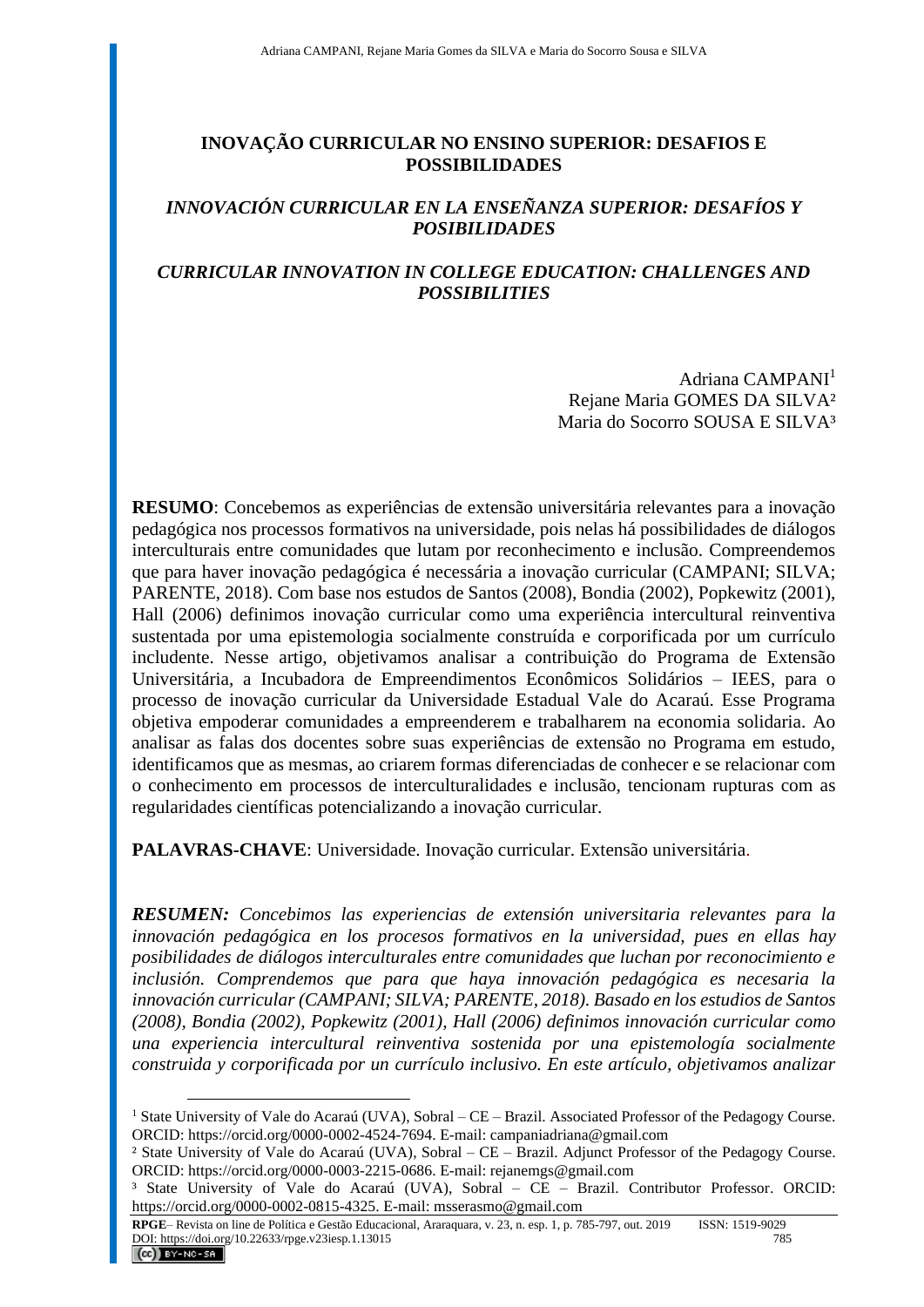# INOVAÇÃO CURRICULAR NO ENSINO SUPERIOR: DESAFIOS E POSSIBILIDADES

## *INNOVACIÓN CURRICULAR EN LA ENSEÑANZA SUPERIOR: DESAFÍOS Y POSIBILIDADES*

## *CURRICULAR INNOVATION IN COLLEGE EDUCATION: CHALLENGES AND POSSIBILITIES*

Adriana CAMPANI[1]
Rejane Maria GOMES DA SILVA[2]
Maria do Socorro SOUSA E SILVA[3]

**RESUMO**: Concebemos as experiências de extensão universitária relevantes para a inovação pedagógica nos processos formativos na universidade, pois nelas há possibilidades de diálogos interculturais entre comunidades que lutam por reconhecimento e inclusão. Compreendemos que para haver inovação pedagógica é necessária a inovação curricular (CAMPANI; SILVA; PARENTE, 2018). Com base nos estudos de Santos (2008), Bondia (2002), Popkewitz (2001), Hall (2006) definimos inovação curricular como uma experiência intercultural reinventiva sustentada por uma epistemologia socialmente construída e corporificada por um currículo includente. Nesse artigo, objetivamos analisar a contribuição do Programa de Extensão Universitária, a Incubadora de Empreendimentos Econômicos Solidários – IEES, para o processo de inovação curricular da Universidade Estadual Vale do Acaraú. Esse Programa objetiva empoderar comunidades a empreenderem e trabalharem na economia solidaria. Ao analisar as falas dos docentes sobre suas experiências de extensão no Programa em estudo, identificamos que as mesmas, ao criarem formas diferenciadas de conhecer e se relacionar com o conhecimento em processos de interculturalidades e inclusão, tencionam rupturas com as regularidades científicas potencializando a inovação curricular.

**PALAVRAS-CHAVE**: Universidade. Inovação curricular. Extensão universitária.

***RESUMEN:*** *Concebimos las experiencias de extensión universitaria relevantes para la innovación pedagógica en los procesos formativos en la universidad, pues en ellas hay posibilidades de diálogos interculturales entre comunidades que luchan por reconocimiento e inclusión. Comprendemos que para que haya innovación pedagógica es necesaria la innovación curricular (CAMPANI; SILVA; PARENTE, 2018). Basado en los estudios de Santos (2008), Bondia (2002), Popkewitz (2001), Hall (2006) definimos innovación curricular como una experiencia intercultural reinventiva sostenida por una epistemología socialmente construida y corporificada por un currículo inclusivo. En este artículo, objetivamos analizar*

---

[1] State University of Vale do Acaraú (UVA), Sobral – CE – Brazil. Associated Professor of the Pedagogy Course. ORCID: https://orcid.org/0000-0002-4524-7694. E-mail: campaniadriana@gmail.com

[2] State University of Vale do Acaraú (UVA), Sobral – CE – Brazil. Adjunct Professor of the Pedagogy Course. ORCID: https://orcid.org/0000-0003-2215-0686. E-mail: rejanemgs@gmail.com

[3] State University of Vale do Acaraú (UVA), Sobral – CE – Brazil. Contributor Professor. ORCID: https://orcid.org/0000-0002-0815-4325. E-mail: msserasmo@gmail.com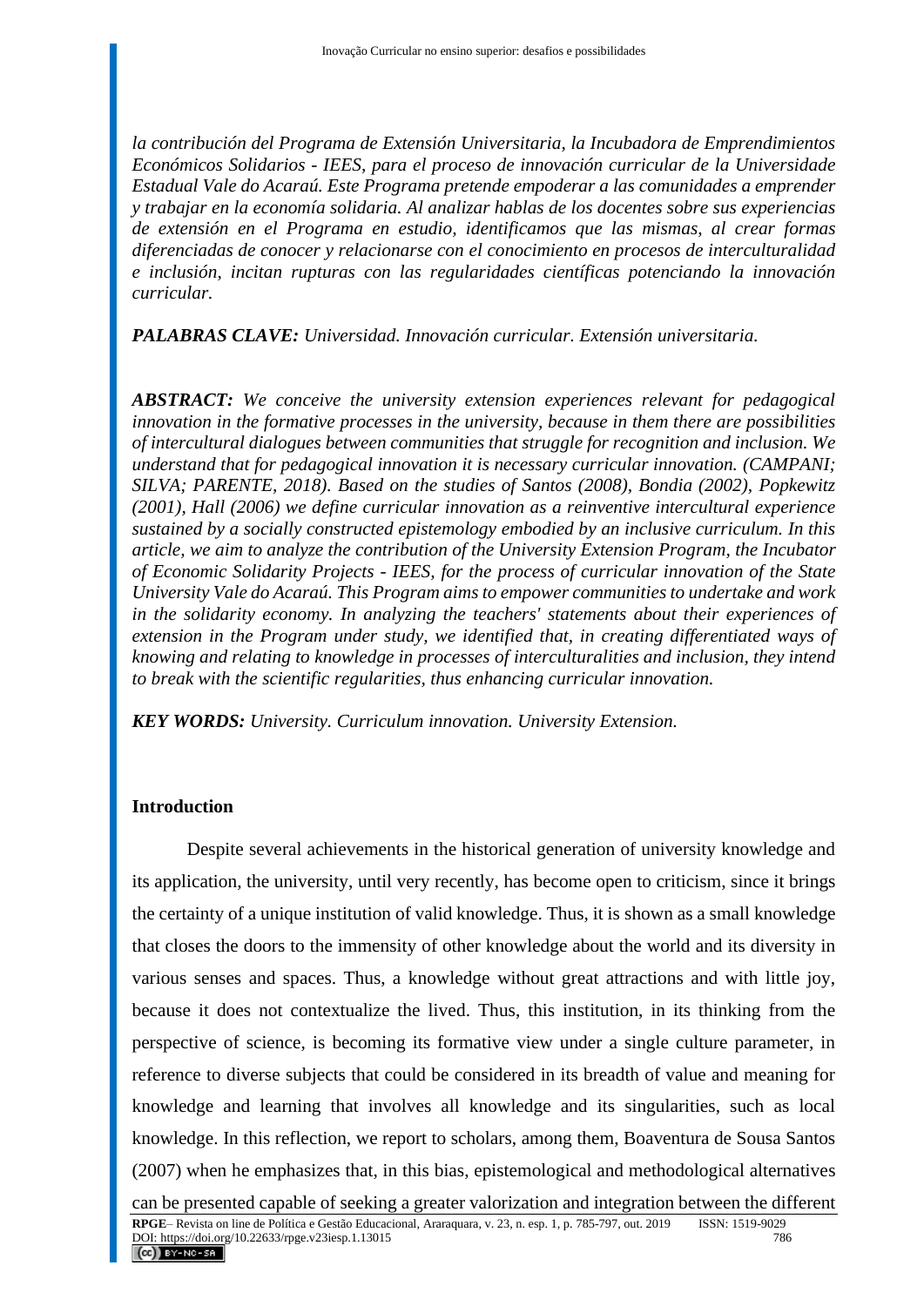*la contribución del Programa de Extensión Universitaria, la Incubadora de Emprendimientos Económicos Solidarios - IEES, para el proceso de innovación curricular de la Universidade Estadual Vale do Acaraú. Este Programa pretende empoderar a las comunidades a emprender y trabajar en la economía solidaria. Al analizar hablas de los docentes sobre sus experiencias de extensión en el Programa en estudio, identificamos que las mismas, al crear formas diferenciadas de conocer y relacionarse con el conocimiento en procesos de interculturalidad e inclusión, incitan rupturas con las regularidades científicas potenciando la innovación curricular.*

***PALABRAS CLAVE:*** *Universidad. Innovación curricular. Extensión universitaria.*

***ABSTRACT:*** *We conceive the university extension experiences relevant for pedagogical innovation in the formative processes in the university, because in them there are possibilities of intercultural dialogues between communities that struggle for recognition and inclusion. We understand that for pedagogical innovation it is necessary curricular innovation. (CAMPANI; SILVA; PARENTE, 2018). Based on the studies of Santos (2008), Bondia (2002), Popkewitz (2001), Hall (2006) we define curricular innovation as a reinventive intercultural experience sustained by a socially constructed epistemology embodied by an inclusive curriculum. In this article, we aim to analyze the contribution of the University Extension Program, the Incubator of Economic Solidarity Projects - IEES, for the process of curricular innovation of the State University Vale do Acaraú. This Program aims to empower communities to undertake and work in the solidarity economy. In analyzing the teachers' statements about their experiences of extension in the Program under study, we identified that, in creating differentiated ways of knowing and relating to knowledge in processes of interculturalities and inclusion, they intend to break with the scientific regularities, thus enhancing curricular innovation.*

***KEY WORDS:*** *University. Curriculum innovation. University Extension.*

## Introduction

Despite several achievements in the historical generation of university knowledge and its application, the university, until very recently, has become open to criticism, since it brings the certainty of a unique institution of valid knowledge. Thus, it is shown as a small knowledge that closes the doors to the immensity of other knowledge about the world and its diversity in various senses and spaces. Thus, a knowledge without great attractions and with little joy, because it does not contextualize the lived. Thus, this institution, in its thinking from the perspective of science, is becoming its formative view under a single culture parameter, in reference to diverse subjects that could be considered in its breadth of value and meaning for knowledge and learning that involves all knowledge and its singularities, such as local knowledge. In this reflection, we report to scholars, among them, Boaventura de Sousa Santos (2007) when he emphasizes that, in this bias, epistemological and methodological alternatives can be presented capable of seeking a greater valorization and integration between the different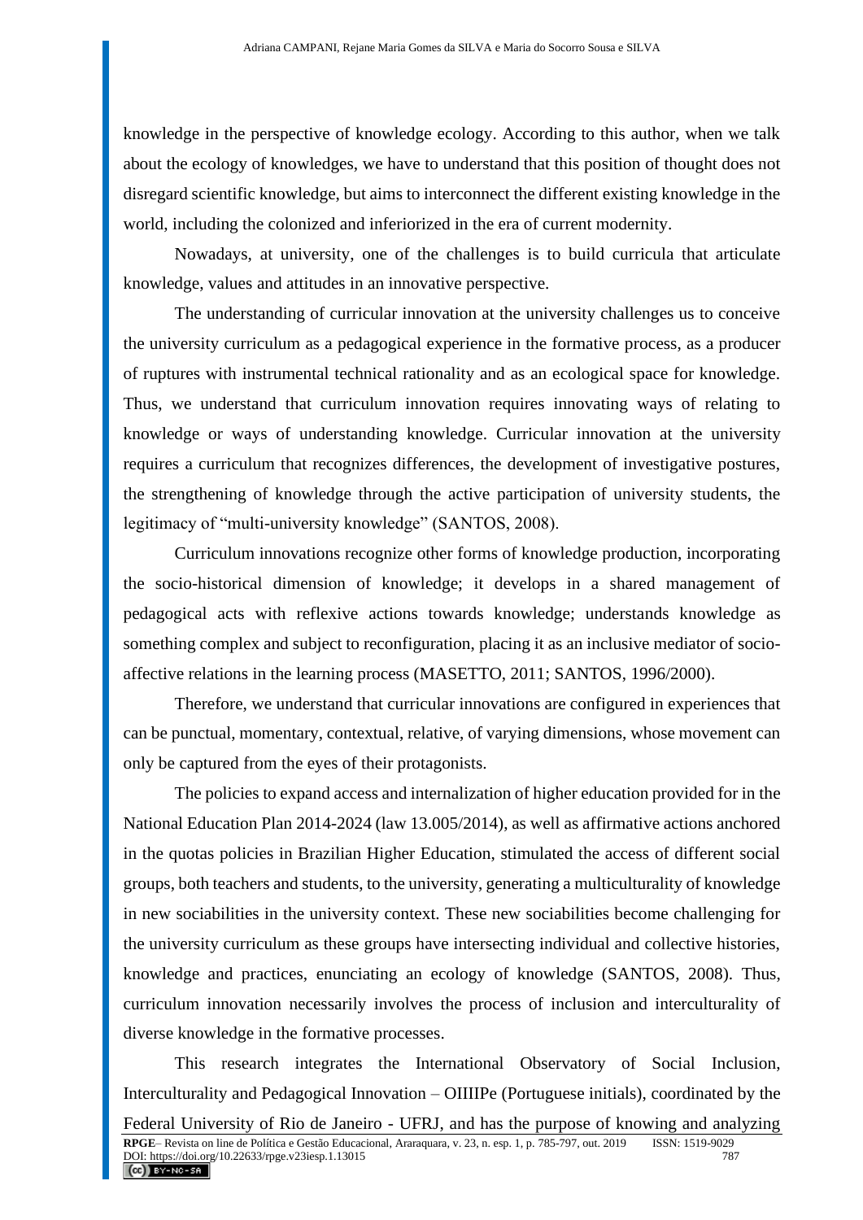knowledge in the perspective of knowledge ecology. According to this author, when we talk about the ecology of knowledges, we have to understand that this position of thought does not disregard scientific knowledge, but aims to interconnect the different existing knowledge in the world, including the colonized and inferiorized in the era of current modernity.

Nowadays, at university, one of the challenges is to build curricula that articulate knowledge, values and attitudes in an innovative perspective.

The understanding of curricular innovation at the university challenges us to conceive the university curriculum as a pedagogical experience in the formative process, as a producer of ruptures with instrumental technical rationality and as an ecological space for knowledge. Thus, we understand that curriculum innovation requires innovating ways of relating to knowledge or ways of understanding knowledge. Curricular innovation at the university requires a curriculum that recognizes differences, the development of investigative postures, the strengthening of knowledge through the active participation of university students, the legitimacy of "multi-university knowledge" (SANTOS, 2008).

Curriculum innovations recognize other forms of knowledge production, incorporating the socio-historical dimension of knowledge; it develops in a shared management of pedagogical acts with reflexive actions towards knowledge; understands knowledge as something complex and subject to reconfiguration, placing it as an inclusive mediator of socio-affective relations in the learning process (MASETTO, 2011; SANTOS, 1996/2000).

Therefore, we understand that curricular innovations are configured in experiences that can be punctual, momentary, contextual, relative, of varying dimensions, whose movement can only be captured from the eyes of their protagonists.

The policies to expand access and internalization of higher education provided for in the National Education Plan 2014-2024 (law 13.005/2014), as well as affirmative actions anchored in the quotas policies in Brazilian Higher Education, stimulated the access of different social groups, both teachers and students, to the university, generating a multiculturality of knowledge in new sociabilities in the university context. These new sociabilities become challenging for the university curriculum as these groups have intersecting individual and collective histories, knowledge and practices, enunciating an ecology of knowledge (SANTOS, 2008). Thus, curriculum innovation necessarily involves the process of inclusion and interculturality of diverse knowledge in the formative processes.

This research integrates the International Observatory of Social Inclusion, Interculturality and Pedagogical Innovation – OIIIIPe (Portuguese initials), coordinated by the Federal University of Rio de Janeiro - UFRJ, and has the purpose of knowing and analyzing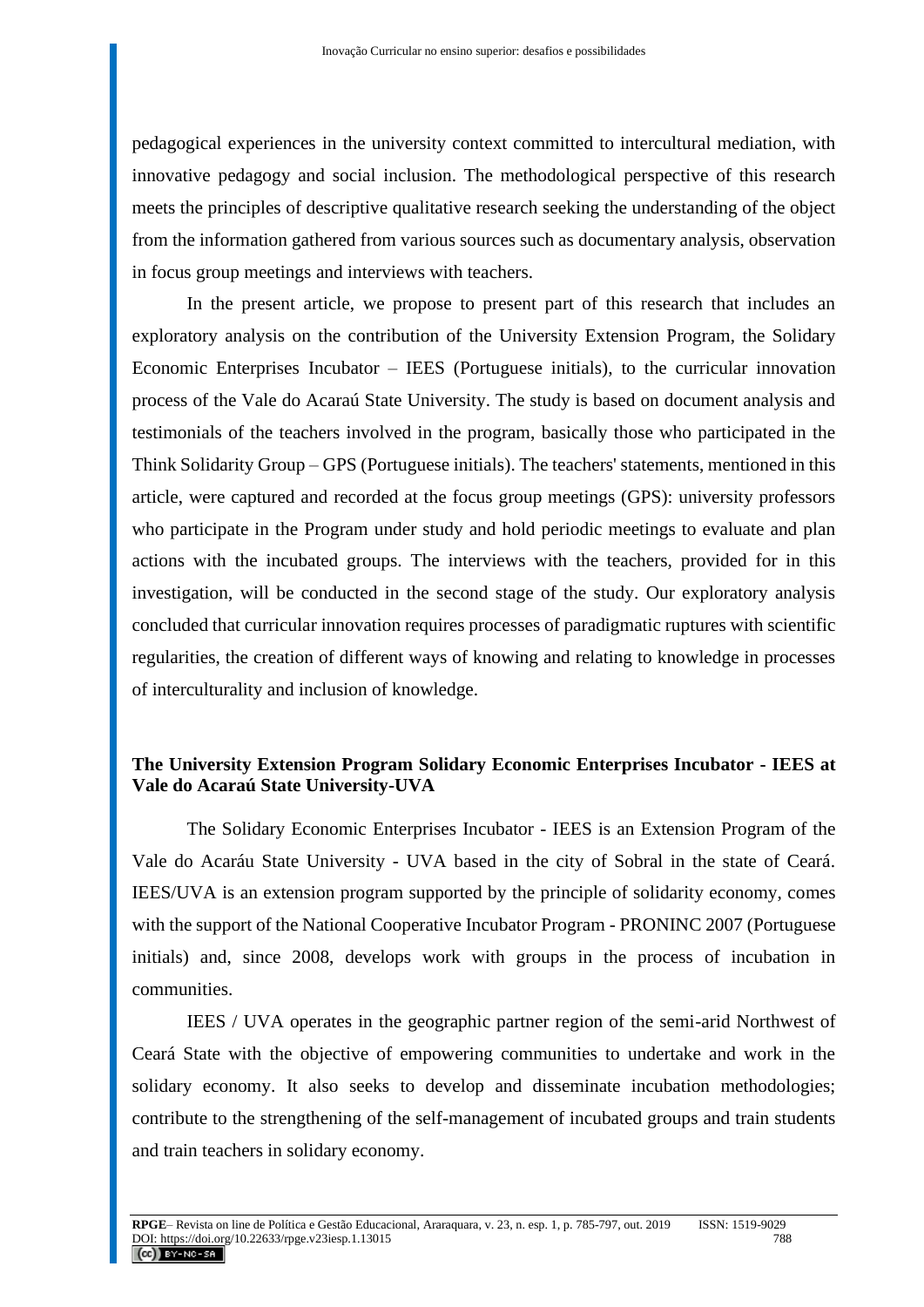pedagogical experiences in the university context committed to intercultural mediation, with innovative pedagogy and social inclusion. The methodological perspective of this research meets the principles of descriptive qualitative research seeking the understanding of the object from the information gathered from various sources such as documentary analysis, observation in focus group meetings and interviews with teachers.

In the present article, we propose to present part of this research that includes an exploratory analysis on the contribution of the University Extension Program, the Solidary Economic Enterprises Incubator – IEES (Portuguese initials), to the curricular innovation process of the Vale do Acaraú State University. The study is based on document analysis and testimonials of the teachers involved in the program, basically those who participated in the Think Solidarity Group – GPS (Portuguese initials). The teachers' statements, mentioned in this article, were captured and recorded at the focus group meetings (GPS): university professors who participate in the Program under study and hold periodic meetings to evaluate and plan actions with the incubated groups. The interviews with the teachers, provided for in this investigation, will be conducted in the second stage of the study. Our exploratory analysis concluded that curricular innovation requires processes of paradigmatic ruptures with scientific regularities, the creation of different ways of knowing and relating to knowledge in processes of interculturality and inclusion of knowledge.

## The University Extension Program Solidary Economic Enterprises Incubator - IEES at Vale do Acaraú State University-UVA

The Solidary Economic Enterprises Incubator - IEES is an Extension Program of the Vale do Acaráu State University - UVA based in the city of Sobral in the state of Ceará. IEES/UVA is an extension program supported by the principle of solidarity economy, comes with the support of the National Cooperative Incubator Program - PRONINC 2007 (Portuguese initials) and, since 2008, develops work with groups in the process of incubation in communities.

IEES / UVA operates in the geographic partner region of the semi-arid Northwest of Ceará State with the objective of empowering communities to undertake and work in the solidary economy. It also seeks to develop and disseminate incubation methodologies; contribute to the strengthening of the self-management of incubated groups and train students and train teachers in solidary economy.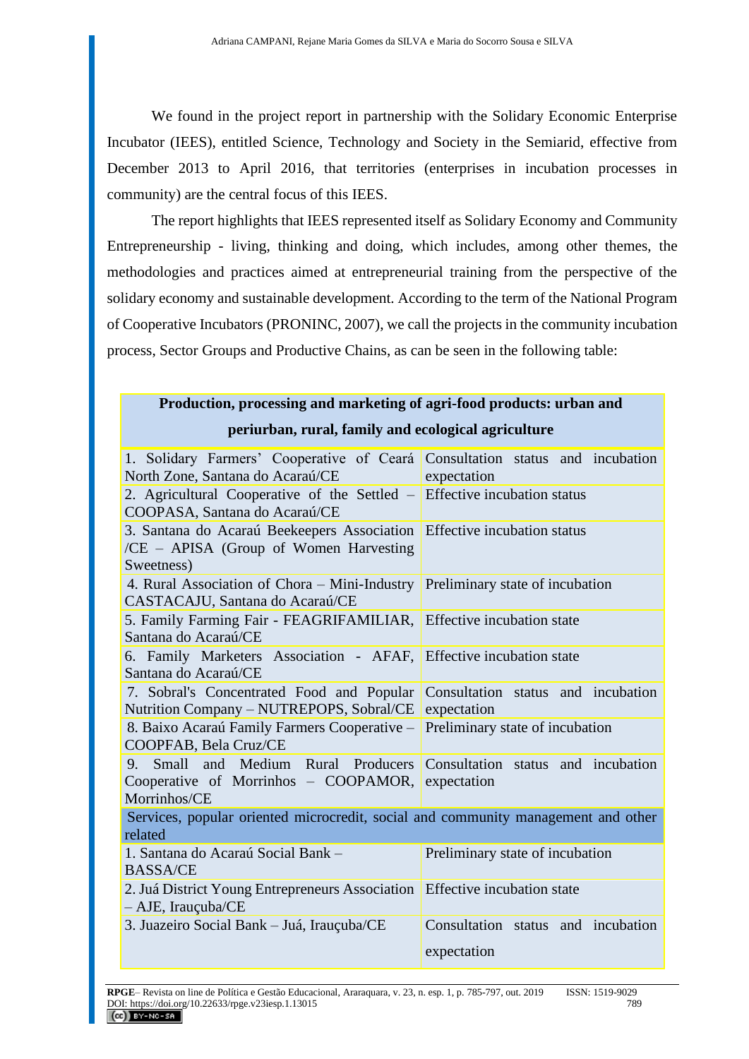We found in the project report in partnership with the Solidary Economic Enterprise Incubator (IEES), entitled Science, Technology and Society in the Semiarid, effective from December 2013 to April 2016, that territories (enterprises in incubation processes in community) are the central focus of this IEES.

The report highlights that IEES represented itself as Solidary Economy and Community Entrepreneurship - living, thinking and doing, which includes, among other themes, the methodologies and practices aimed at entrepreneurial training from the perspective of the solidary economy and sustainable development. According to the term of the National Program of Cooperative Incubators (PRONINC, 2007), we call the projects in the community incubation process, Sector Groups and Productive Chains, as can be seen in the following table:

| **Production, processing and marketing of agri-food products: urban and periurban, rural, family and ecological agriculture** | |
|---|---|
| 1. Solidary Farmers' Cooperative of Ceará North Zone, Santana do Acaraú/CE | Consultation status and incubation expectation |
| 2. Agricultural Cooperative of the Settled – COOPASA, Santana do Acaraú/CE | Effective incubation status |
| 3. Santana do Acaraú Beekeepers Association /CE – APISA (Group of Women Harvesting Sweetness) | Effective incubation status |
| 4. Rural Association of Chora – Mini-Industry CASTACAJU, Santana do Acaraú/CE | Preliminary state of incubation |
| 5. Family Farming Fair - FEAGRIFAMILIAR, Santana do Acaraú/CE | Effective incubation state |
| 6. Family Marketers Association - AFAF, Santana do Acaraú/CE | Effective incubation state |
| 7. Sobral's Concentrated Food and Popular Nutrition Company – NUTREPOPS, Sobral/CE | Consultation status and incubation expectation |
| 8. Baixo Acaraú Family Farmers Cooperative – COOPFAB, Bela Cruz/CE | Preliminary state of incubation |
| 9. Small and Medium Rural Producers Cooperative of Morrinhos – COOPAMOR, Morrinhos/CE | Consultation status and incubation expectation |
| Services, popular oriented microcredit, social and community management and other related | |
| 1. Santana do Acaraú Social Bank – BASSA/CE | Preliminary state of incubation |
| 2. Juá District Young Entrepreneurs Association – AJE, Irauçuba/CE | Effective incubation state |
| 3. Juazeiro Social Bank – Juá, Irauçuba/CE | Consultation status and incubation expectation |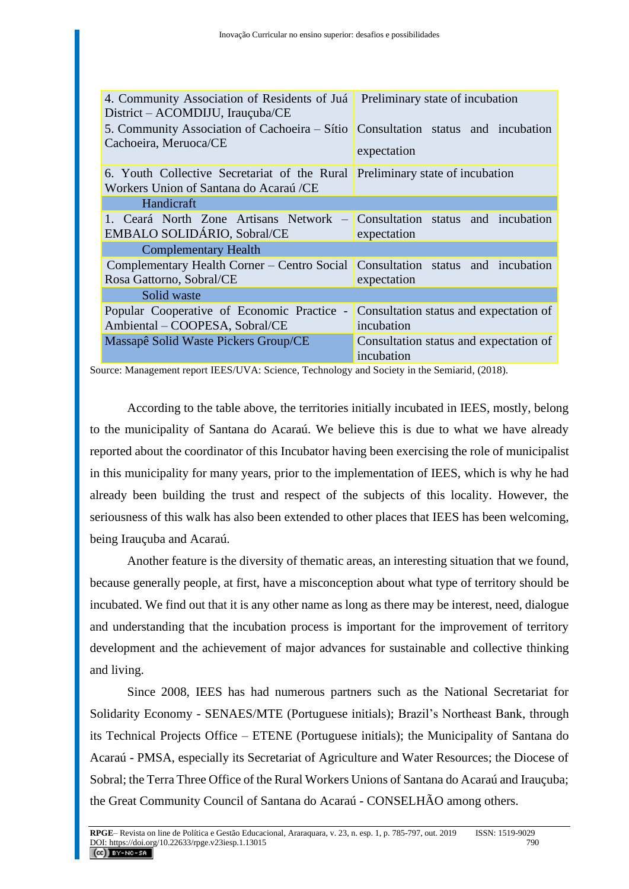| | |
|---|---|
| 4. Community Association of Residents of Juá District – ACOMDIJU, Irauçuba/CE | Preliminary state of incubation |
| 5. Community Association of Cachoeira – Sítio Cachoeira, Meruoca/CE | Consultation status and incubation expectation |
| 6. Youth Collective Secretariat of the Rural Workers Union of Santana do Acaraú /CE | Preliminary state of incubation |
| Handicraft | |
| 1. Ceará North Zone Artisans Network – EMBALO SOLIDÁRIO, Sobral/CE | Consultation status and incubation expectation |
| Complementary Health | |
| Complementary Health Corner – Centro Social Rosa Gattorno, Sobral/CE | Consultation status and incubation expectation |
| Solid waste | |
| Popular Cooperative of Economic Practice - Ambiental – COOPESA, Sobral/CE | Consultation status and expectation of incubation |
| Massapê Solid Waste Pickers Group/CE | Consultation status and expectation of incubation |

Source: Management report IEES/UVA: Science, Technology and Society in the Semiarid, (2018).

According to the table above, the territories initially incubated in IEES, mostly, belong to the municipality of Santana do Acaraú. We believe this is due to what we have already reported about the coordinator of this Incubator having been exercising the role of municipalist in this municipality for many years, prior to the implementation of IEES, which is why he had already been building the trust and respect of the subjects of this locality. However, the seriousness of this walk has also been extended to other places that IEES has been welcoming, being Irauçuba and Acaraú.

Another feature is the diversity of thematic areas, an interesting situation that we found, because generally people, at first, have a misconception about what type of territory should be incubated. We find out that it is any other name as long as there may be interest, need, dialogue and understanding that the incubation process is important for the improvement of territory development and the achievement of major advances for sustainable and collective thinking and living.

Since 2008, IEES has had numerous partners such as the National Secretariat for Solidarity Economy - SENAES/MTE (Portuguese initials); Brazil's Northeast Bank, through its Technical Projects Office – ETENE (Portuguese initials); the Municipality of Santana do Acaraú - PMSA, especially its Secretariat of Agriculture and Water Resources; the Diocese of Sobral; the Terra Three Office of the Rural Workers Unions of Santana do Acaraú and Irauçuba; the Great Community Council of Santana do Acaraú - CONSELHÃO among others.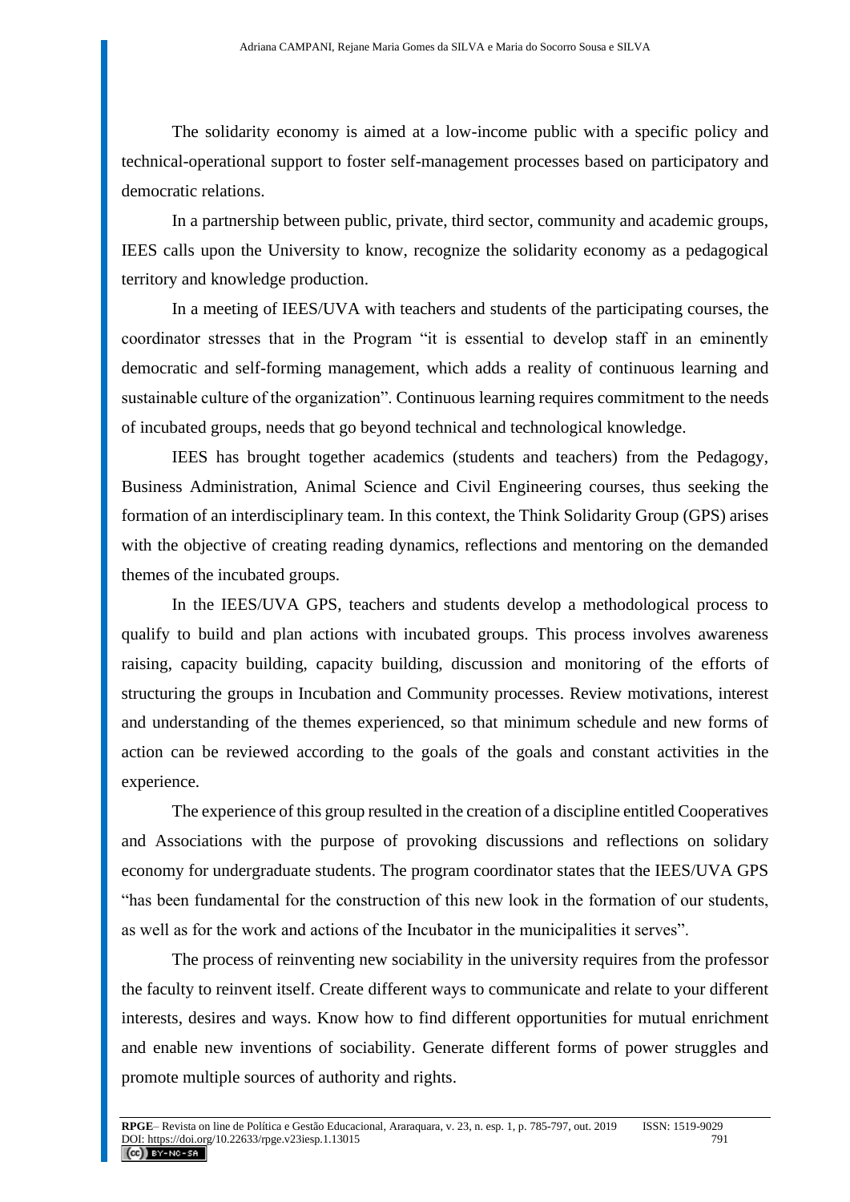The solidarity economy is aimed at a low-income public with a specific policy and technical-operational support to foster self-management processes based on participatory and democratic relations.

In a partnership between public, private, third sector, community and academic groups, IEES calls upon the University to know, recognize the solidarity economy as a pedagogical territory and knowledge production.

In a meeting of IEES/UVA with teachers and students of the participating courses, the coordinator stresses that in the Program "it is essential to develop staff in an eminently democratic and self-forming management, which adds a reality of continuous learning and sustainable culture of the organization". Continuous learning requires commitment to the needs of incubated groups, needs that go beyond technical and technological knowledge.

IEES has brought together academics (students and teachers) from the Pedagogy, Business Administration, Animal Science and Civil Engineering courses, thus seeking the formation of an interdisciplinary team. In this context, the Think Solidarity Group (GPS) arises with the objective of creating reading dynamics, reflections and mentoring on the demanded themes of the incubated groups.

In the IEES/UVA GPS, teachers and students develop a methodological process to qualify to build and plan actions with incubated groups. This process involves awareness raising, capacity building, capacity building, discussion and monitoring of the efforts of structuring the groups in Incubation and Community processes. Review motivations, interest and understanding of the themes experienced, so that minimum schedule and new forms of action can be reviewed according to the goals of the goals and constant activities in the experience.

The experience of this group resulted in the creation of a discipline entitled Cooperatives and Associations with the purpose of provoking discussions and reflections on solidary economy for undergraduate students. The program coordinator states that the IEES/UVA GPS "has been fundamental for the construction of this new look in the formation of our students, as well as for the work and actions of the Incubator in the municipalities it serves".

The process of reinventing new sociability in the university requires from the professor the faculty to reinvent itself. Create different ways to communicate and relate to your different interests, desires and ways. Know how to find different opportunities for mutual enrichment and enable new inventions of sociability. Generate different forms of power struggles and promote multiple sources of authority and rights.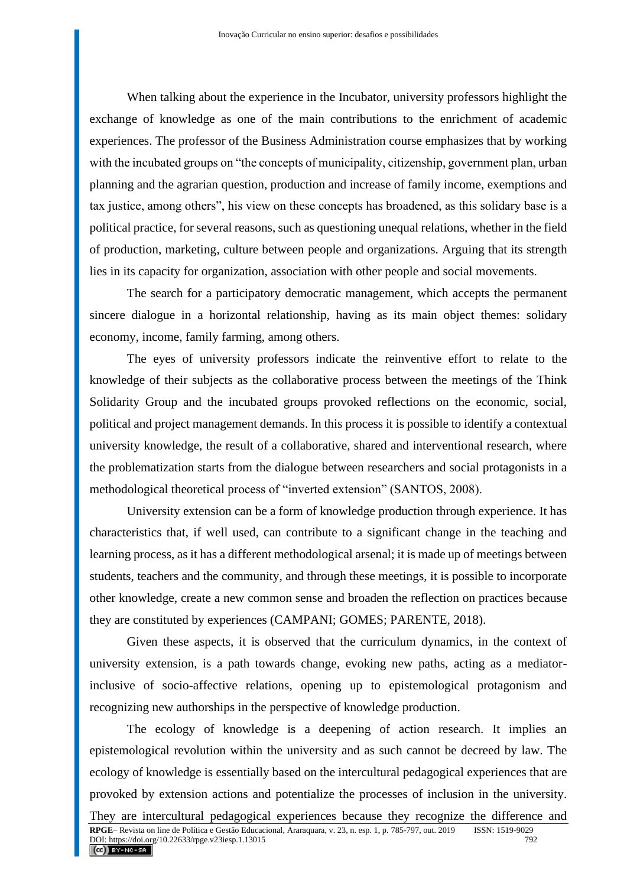When talking about the experience in the Incubator, university professors highlight the exchange of knowledge as one of the main contributions to the enrichment of academic experiences. The professor of the Business Administration course emphasizes that by working with the incubated groups on "the concepts of municipality, citizenship, government plan, urban planning and the agrarian question, production and increase of family income, exemptions and tax justice, among others", his view on these concepts has broadened, as this solidary base is a political practice, for several reasons, such as questioning unequal relations, whether in the field of production, marketing, culture between people and organizations. Arguing that its strength lies in its capacity for organization, association with other people and social movements.

The search for a participatory democratic management, which accepts the permanent sincere dialogue in a horizontal relationship, having as its main object themes: solidary economy, income, family farming, among others.

The eyes of university professors indicate the reinventive effort to relate to the knowledge of their subjects as the collaborative process between the meetings of the Think Solidarity Group and the incubated groups provoked reflections on the economic, social, political and project management demands. In this process it is possible to identify a contextual university knowledge, the result of a collaborative, shared and interventional research, where the problematization starts from the dialogue between researchers and social protagonists in a methodological theoretical process of "inverted extension" (SANTOS, 2008).

University extension can be a form of knowledge production through experience. It has characteristics that, if well used, can contribute to a significant change in the teaching and learning process, as it has a different methodological arsenal; it is made up of meetings between students, teachers and the community, and through these meetings, it is possible to incorporate other knowledge, create a new common sense and broaden the reflection on practices because they are constituted by experiences (CAMPANI; GOMES; PARENTE, 2018).

Given these aspects, it is observed that the curriculum dynamics, in the context of university extension, is a path towards change, evoking new paths, acting as a mediator-inclusive of socio-affective relations, opening up to epistemological protagonism and recognizing new authorships in the perspective of knowledge production.

The ecology of knowledge is a deepening of action research. It implies an epistemological revolution within the university and as such cannot be decreed by law. The ecology of knowledge is essentially based on the intercultural pedagogical experiences that are provoked by extension actions and potentialize the processes of inclusion in the university. They are intercultural pedagogical experiences because they recognize the difference and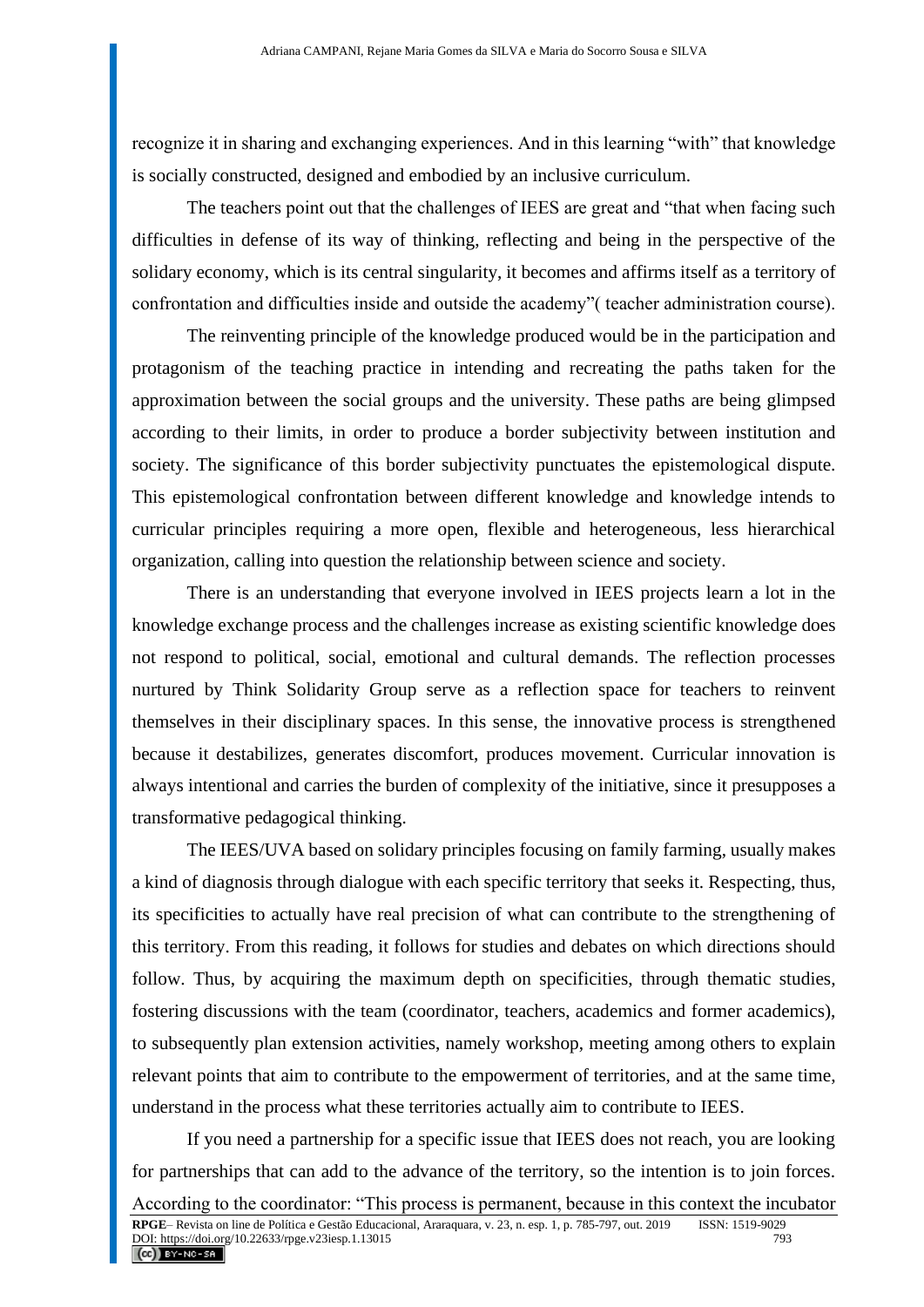recognize it in sharing and exchanging experiences. And in this learning "with" that knowledge is socially constructed, designed and embodied by an inclusive curriculum.

The teachers point out that the challenges of IEES are great and "that when facing such difficulties in defense of its way of thinking, reflecting and being in the perspective of the solidary economy, which is its central singularity, it becomes and affirms itself as a territory of confrontation and difficulties inside and outside the academy"( teacher administration course).

The reinventing principle of the knowledge produced would be in the participation and protagonism of the teaching practice in intending and recreating the paths taken for the approximation between the social groups and the university. These paths are being glimpsed according to their limits, in order to produce a border subjectivity between institution and society. The significance of this border subjectivity punctuates the epistemological dispute. This epistemological confrontation between different knowledge and knowledge intends to curricular principles requiring a more open, flexible and heterogeneous, less hierarchical organization, calling into question the relationship between science and society.

There is an understanding that everyone involved in IEES projects learn a lot in the knowledge exchange process and the challenges increase as existing scientific knowledge does not respond to political, social, emotional and cultural demands. The reflection processes nurtured by Think Solidarity Group serve as a reflection space for teachers to reinvent themselves in their disciplinary spaces. In this sense, the innovative process is strengthened because it destabilizes, generates discomfort, produces movement. Curricular innovation is always intentional and carries the burden of complexity of the initiative, since it presupposes a transformative pedagogical thinking.

The IEES/UVA based on solidary principles focusing on family farming, usually makes a kind of diagnosis through dialogue with each specific territory that seeks it. Respecting, thus, its specificities to actually have real precision of what can contribute to the strengthening of this territory. From this reading, it follows for studies and debates on which directions should follow. Thus, by acquiring the maximum depth on specificities, through thematic studies, fostering discussions with the team (coordinator, teachers, academics and former academics), to subsequently plan extension activities, namely workshop, meeting among others to explain relevant points that aim to contribute to the empowerment of territories, and at the same time, understand in the process what these territories actually aim to contribute to IEES.

If you need a partnership for a specific issue that IEES does not reach, you are looking for partnerships that can add to the advance of the territory, so the intention is to join forces. According to the coordinator: "This process is permanent, because in this context the incubator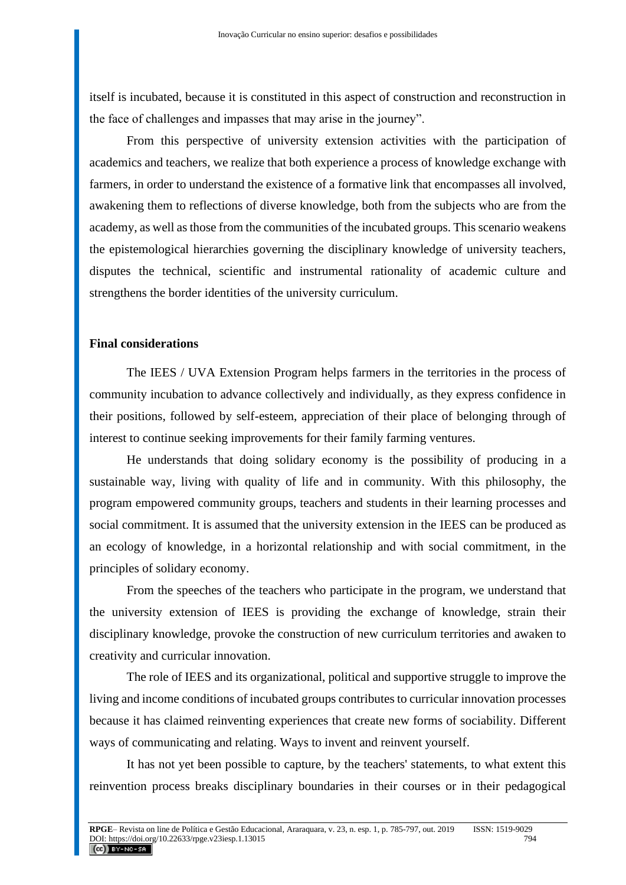itself is incubated, because it is constituted in this aspect of construction and reconstruction in the face of challenges and impasses that may arise in the journey".

From this perspective of university extension activities with the participation of academics and teachers, we realize that both experience a process of knowledge exchange with farmers, in order to understand the existence of a formative link that encompasses all involved, awakening them to reflections of diverse knowledge, both from the subjects who are from the academy, as well as those from the communities of the incubated groups. This scenario weakens the epistemological hierarchies governing the disciplinary knowledge of university teachers, disputes the technical, scientific and instrumental rationality of academic culture and strengthens the border identities of the university curriculum.

## Final considerations

The IEES / UVA Extension Program helps farmers in the territories in the process of community incubation to advance collectively and individually, as they express confidence in their positions, followed by self-esteem, appreciation of their place of belonging through of interest to continue seeking improvements for their family farming ventures.

He understands that doing solidary economy is the possibility of producing in a sustainable way, living with quality of life and in community. With this philosophy, the program empowered community groups, teachers and students in their learning processes and social commitment. It is assumed that the university extension in the IEES can be produced as an ecology of knowledge, in a horizontal relationship and with social commitment, in the principles of solidary economy.

From the speeches of the teachers who participate in the program, we understand that the university extension of IEES is providing the exchange of knowledge, strain their disciplinary knowledge, provoke the construction of new curriculum territories and awaken to creativity and curricular innovation.

The role of IEES and its organizational, political and supportive struggle to improve the living and income conditions of incubated groups contributes to curricular innovation processes because it has claimed reinventing experiences that create new forms of sociability. Different ways of communicating and relating. Ways to invent and reinvent yourself.

It has not yet been possible to capture, by the teachers' statements, to what extent this reinvention process breaks disciplinary boundaries in their courses or in their pedagogical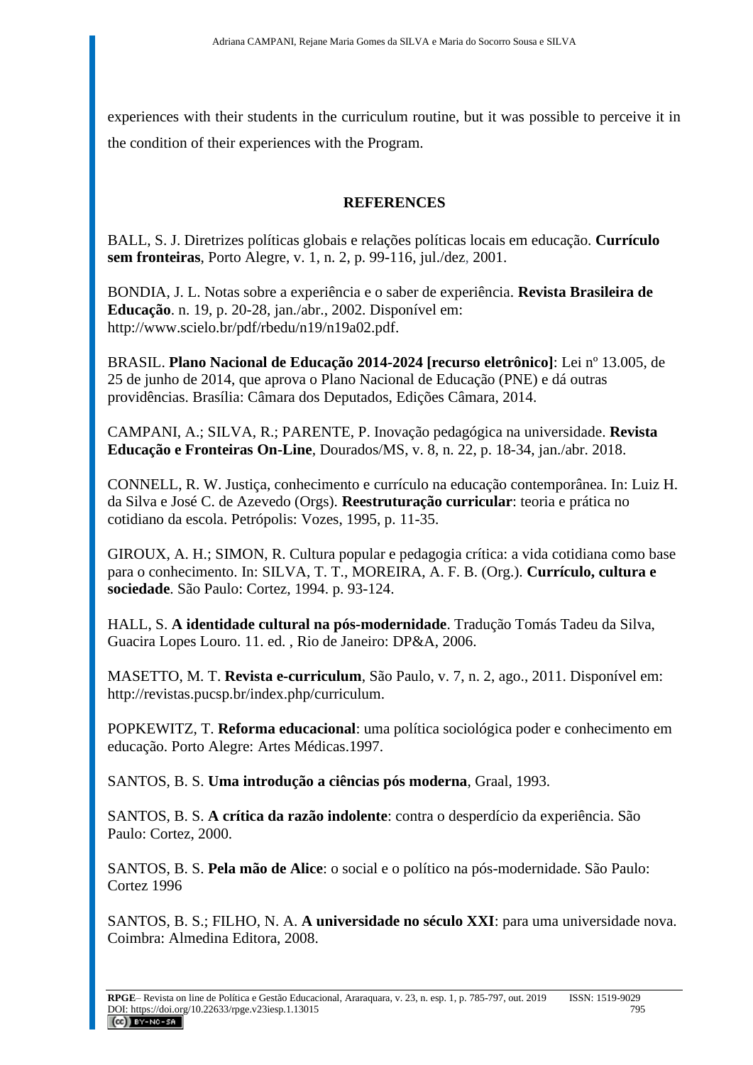experiences with their students in the curriculum routine, but it was possible to perceive it in the condition of their experiences with the Program.

## REFERENCES

BALL, S. J. Diretrizes políticas globais e relações políticas locais em educação. **Currículo sem fronteiras**, Porto Alegre, v. 1, n. 2, p. 99-116, jul./dez, 2001.

BONDIA, J. L. Notas sobre a experiência e o saber de experiência. **Revista Brasileira de Educação**. n. 19, p. 20-28, jan./abr., 2002. Disponível em: http://www.scielo.br/pdf/rbedu/n19/n19a02.pdf.

BRASIL. **Plano Nacional de Educação 2014-2024 [recurso eletrônico]**: Lei nº 13.005, de 25 de junho de 2014, que aprova o Plano Nacional de Educação (PNE) e dá outras providências. Brasília: Câmara dos Deputados, Edições Câmara, 2014.

CAMPANI, A.; SILVA, R.; PARENTE, P. Inovação pedagógica na universidade. **Revista Educação e Fronteiras On-Line**, Dourados/MS, v. 8, n. 22, p. 18-34, jan./abr. 2018.

CONNELL, R. W. Justiça, conhecimento e currículo na educação contemporânea. In: Luiz H. da Silva e José C. de Azevedo (Orgs). **Reestruturação curricular**: teoria e prática no cotidiano da escola. Petrópolis: Vozes, 1995, p. 11-35.

GIROUX, A. H.; SIMON, R. Cultura popular e pedagogia crítica: a vida cotidiana como base para o conhecimento. In: SILVA, T. T., MOREIRA, A. F. B. (Org.). **Currículo, cultura e sociedade**. São Paulo: Cortez, 1994. p. 93-124.

HALL, S. **A identidade cultural na pós-modernidade**. Tradução Tomás Tadeu da Silva, Guacira Lopes Louro. 11. ed. , Rio de Janeiro: DP&A, 2006.

MASETTO, M. T. **Revista e-curriculum**, São Paulo, v. 7, n. 2, ago., 2011. Disponível em: http://revistas.pucsp.br/index.php/curriculum.

POPKEWITZ, T. **Reforma educacional**: uma política sociológica poder e conhecimento em educação. Porto Alegre: Artes Médicas.1997.

SANTOS, B. S. **Uma introdução a ciências pós moderna**, Graal, 1993.

SANTOS, B. S. **A crítica da razão indolente**: contra o desperdício da experiência. São Paulo: Cortez, 2000.

SANTOS, B. S. **Pela mão de Alice**: o social e o político na pós-modernidade. São Paulo: Cortez 1996

SANTOS, B. S.; FILHO, N. A. **A universidade no século XXI**: para uma universidade nova. Coimbra: Almedina Editora, 2008.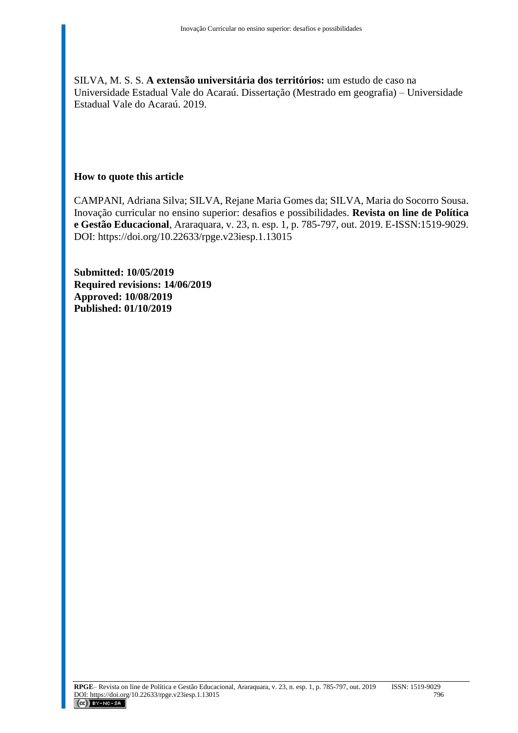SILVA, M. S. S. **A extensão universitária dos territórios:** um estudo de caso na Universidade Estadual Vale do Acaraú. Dissertação (Mestrado em geografia) – Universidade Estadual Vale do Acaraú. 2019.

**How to quote this article**

CAMPANI, Adriana Silva; SILVA, Rejane Maria Gomes da; SILVA, Maria do Socorro Sousa. Inovação curricular no ensino superior: desafios e possibilidades. **Revista on line de Política e Gestão Educacional**, Araraquara, v. 23, n. esp. 1, p. 785-797, out. 2019. E-ISSN:1519-9029. DOI: https://doi.org/10.22633/rpge.v23iesp.1.13015

**Submitted: 10/05/2019**
**Required revisions: 14/06/2019**
**Approved: 10/08/2019**
**Published: 01/10/2019**